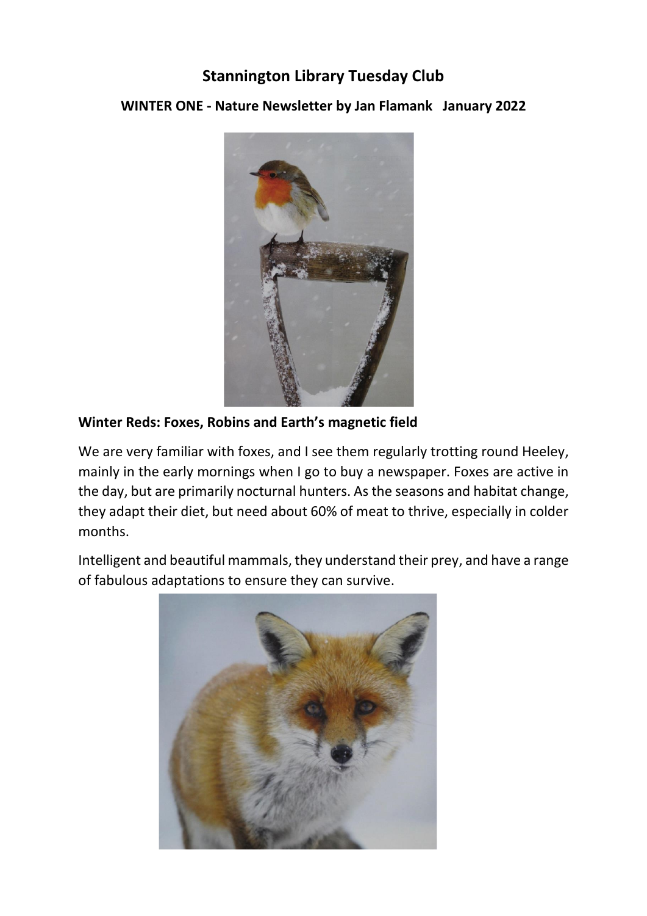# Stannington Library Tuesday Club

## WINTER ONE - Nature Newsletter by Jan Flamank January 2022

### Winter Reds: Foxes, Robins and Earth's magnetic field

We are very familiar with foxes, and I see them regularly trotting round Heeley, mainly in the early mornings when I go to buy a newspaper. Foxes are active in the day, but are primarily nocturnal hunters. As the seasons and habitat change, they adapt their diet, but need about 60% of meat to thrive, especially in colder months.

Intelligent and beautiful mammals, they understand their prey, and have a range of fabulous adaptations to ensure they can survive.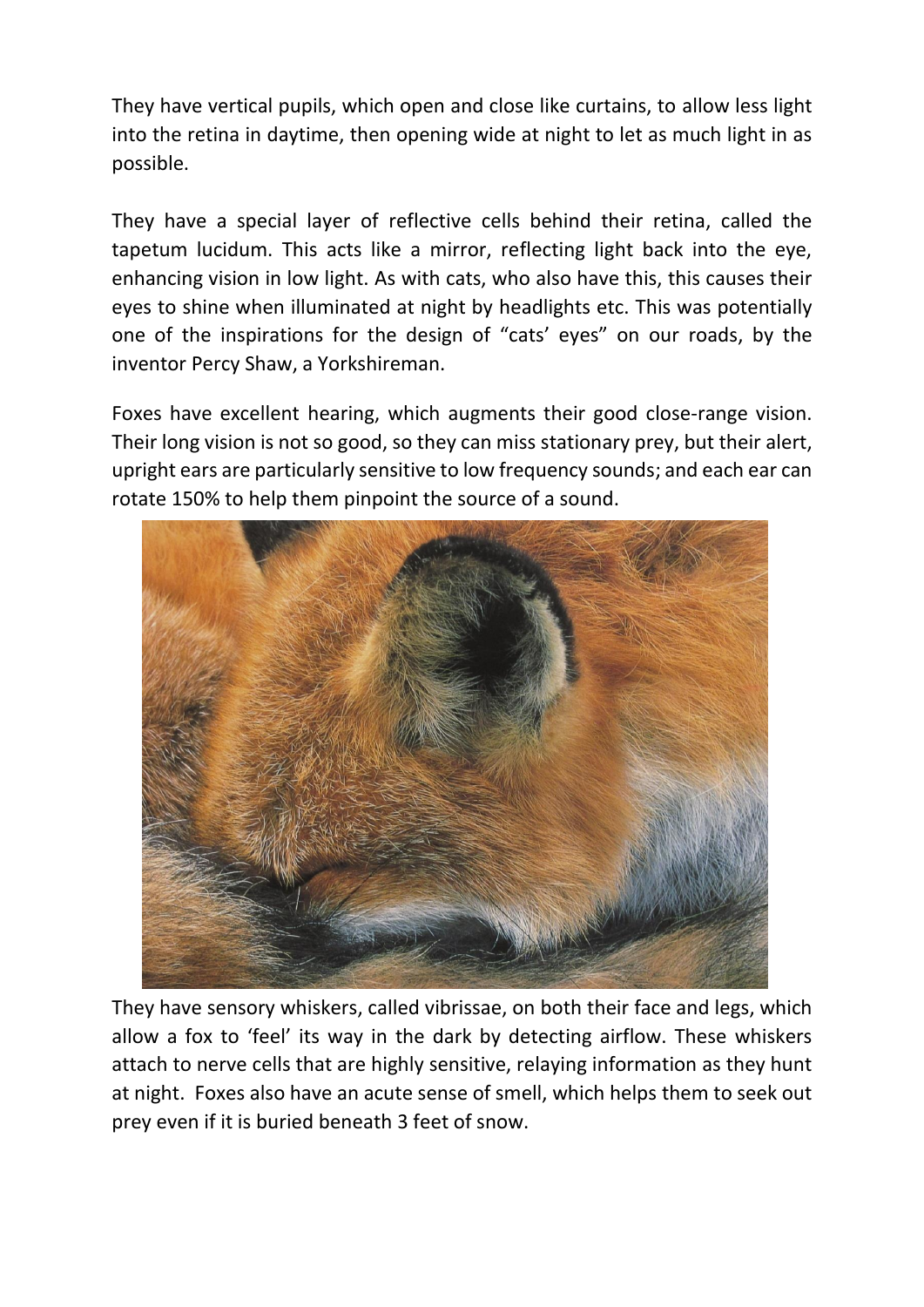They have vertical pupils, which open and close like curtains, to allow less light into the retina in daytime, then opening wide at night to let as much light in as possible.

They have a special layer of reflective cells behind their retina, called the tapetum lucidum. This acts like a mirror, reflecting light back into the eye, enhancing vision in low light. As with cats, who also have this, this causes their eyes to shine when illuminated at night by headlights etc. This was potentially one of the inspirations for the design of "cats' eyes" on our roads, by the inventor Percy Shaw, a Yorkshireman.

Foxes have excellent hearing, which augments their good close-range vision. Their long vision is not so good, so they can miss stationary prey, but their alert, upright ears are particularly sensitive to low frequency sounds; and each ear can rotate 150% to help them pinpoint the source of a sound.

They have sensory whiskers, called vibrissae, on both their face and legs, which allow a fox to 'feel' its way in the dark by detecting airflow. These whiskers attach to nerve cells that are highly sensitive, relaying information as they hunt at night. Foxes also have an acute sense of smell, which helps them to seek out prey even if it is buried beneath 3 feet of snow.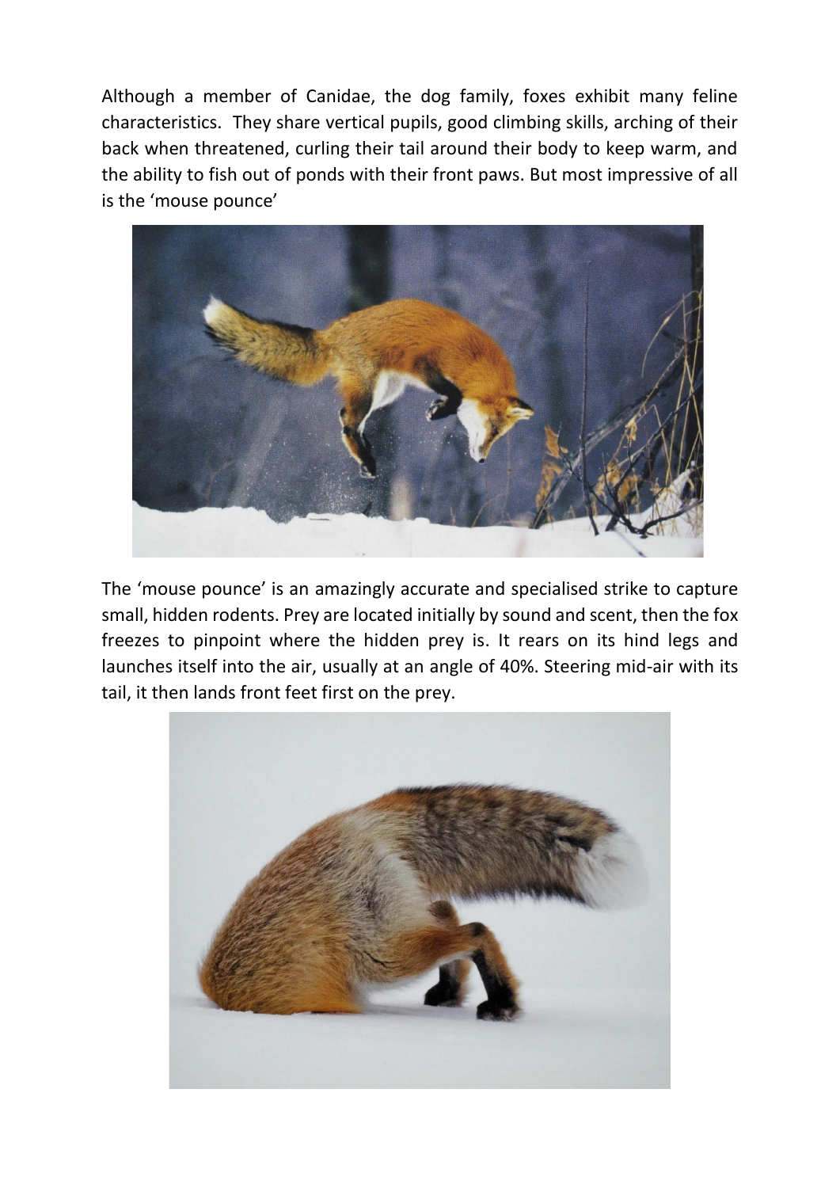Although a member of Canidae, the dog family, foxes exhibit many feline characteristics. They share vertical pupils, good climbing skills, arching of their back when threatened, curling their tail around their body to keep warm, and the ability to fish out of ponds with their front paws. But most impressive of all is the 'mouse pounce'

The 'mouse pounce' is an amazingly accurate and specialised strike to capture small, hidden rodents. Prey are located initially by sound and scent, then the fox freezes to pinpoint where the hidden prey is. It rears on its hind legs and launches itself into the air, usually at an angle of 40%. Steering mid-air with its tail, it then lands front feet first on the prey.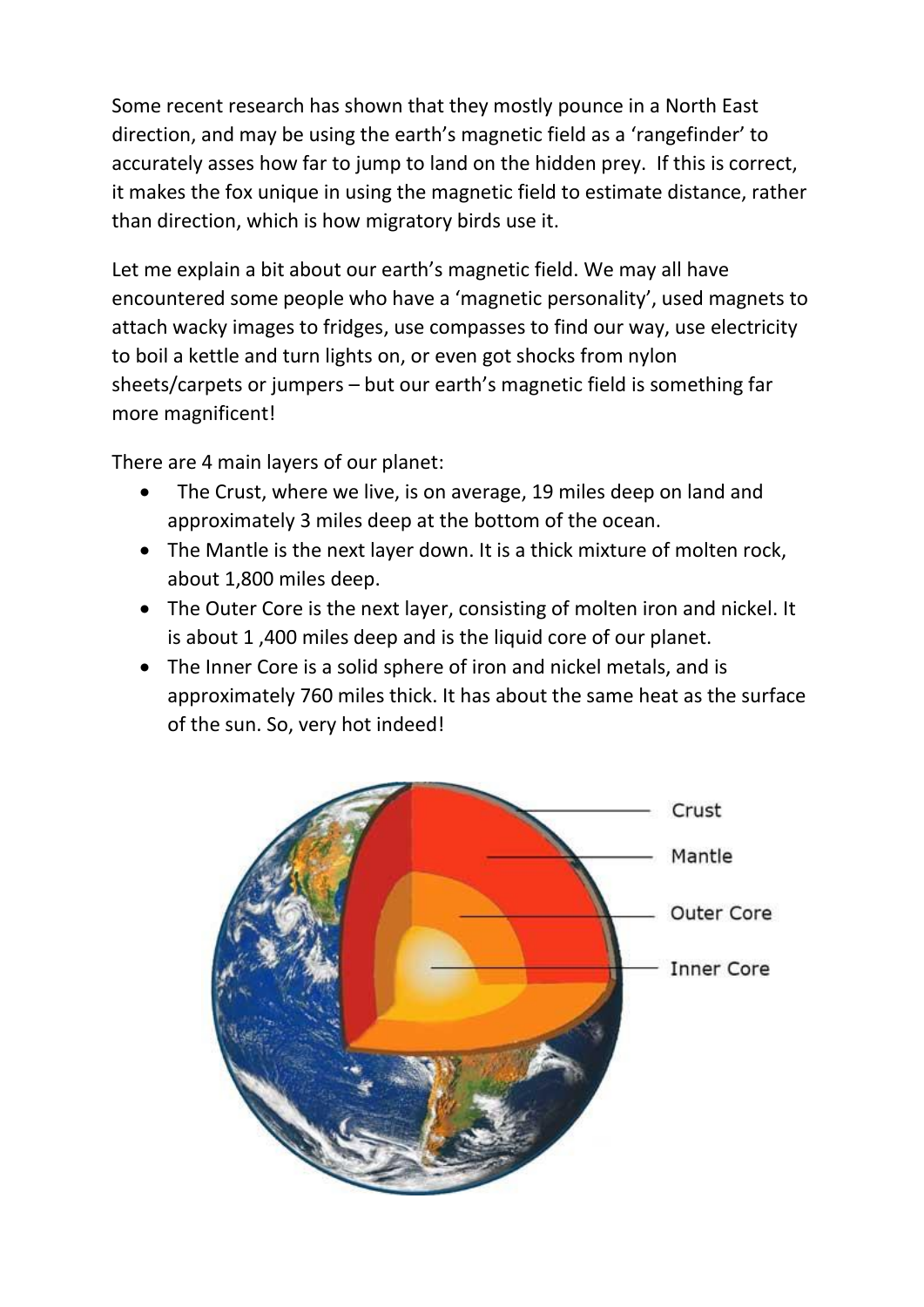Some recent research has shown that they mostly pounce in a North East direction, and may be using the earth's magnetic field as a 'rangefinder' to accurately asses how far to jump to land on the hidden prey. If this is correct, it makes the fox unique in using the magnetic field to estimate distance, rather than direction, which is how migratory birds use it.

Let me explain a bit about our earth's magnetic field. We may all have encountered some people who have a 'magnetic personality', used magnets to attach wacky images to fridges, use compasses to find our way, use electricity to boil a kettle and turn lights on, or even got shocks from nylon sheets/carpets or jumpers – but our earth's magnetic field is something far more magnificent!

There are 4 main layers of our planet:

- The Crust, where we live, is on average, 19 miles deep on land and approximately 3 miles deep at the bottom of the ocean.
- The Mantle is the next layer down. It is a thick mixture of molten rock, about 1,800 miles deep.
- The Outer Core is the next layer, consisting of molten iron and nickel. It is about 1 ,400 miles deep and is the liquid core of our planet.
- The Inner Core is a solid sphere of iron and nickel metals, and is approximately 760 miles thick. It has about the same heat as the surface of the sun. So, very hot indeed!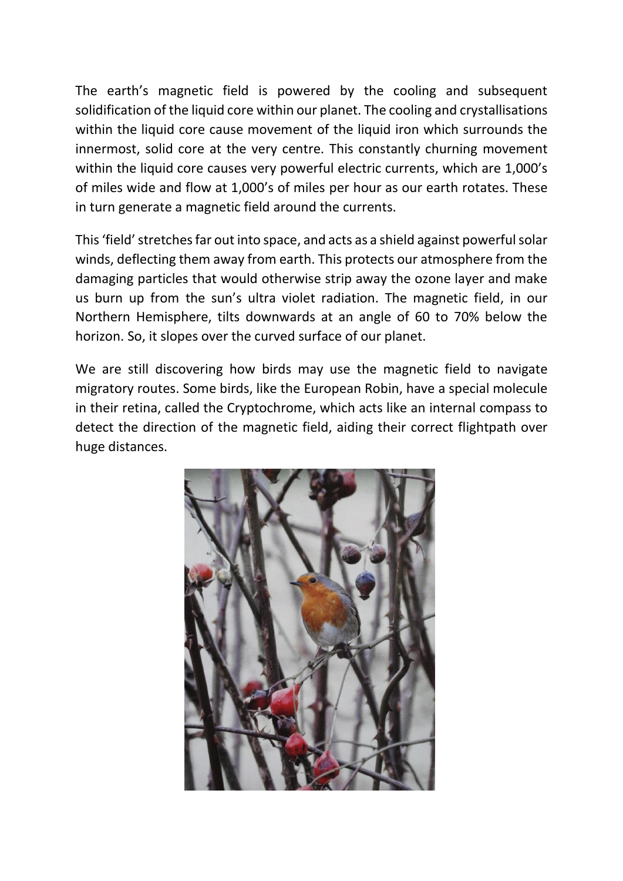The earth's magnetic field is powered by the cooling and subsequent solidification of the liquid core within our planet. The cooling and crystallisations within the liquid core cause movement of the liquid iron which surrounds the innermost, solid core at the very centre. This constantly churning movement within the liquid core causes very powerful electric currents, which are 1,000's of miles wide and flow at 1,000's of miles per hour as our earth rotates. These in turn generate a magnetic field around the currents.

This 'field' stretches far out into space, and acts as a shield against powerful solar winds, deflecting them away from earth. This protects our atmosphere from the damaging particles that would otherwise strip away the ozone layer and make us burn up from the sun's ultra violet radiation. The magnetic field, in our Northern Hemisphere, tilts downwards at an angle of 60 to 70% below the horizon. So, it slopes over the curved surface of our planet.

We are still discovering how birds may use the magnetic field to navigate migratory routes. Some birds, like the European Robin, have a special molecule in their retina, called the Cryptochrome, which acts like an internal compass to detect the direction of the magnetic field, aiding their correct flightpath over huge distances.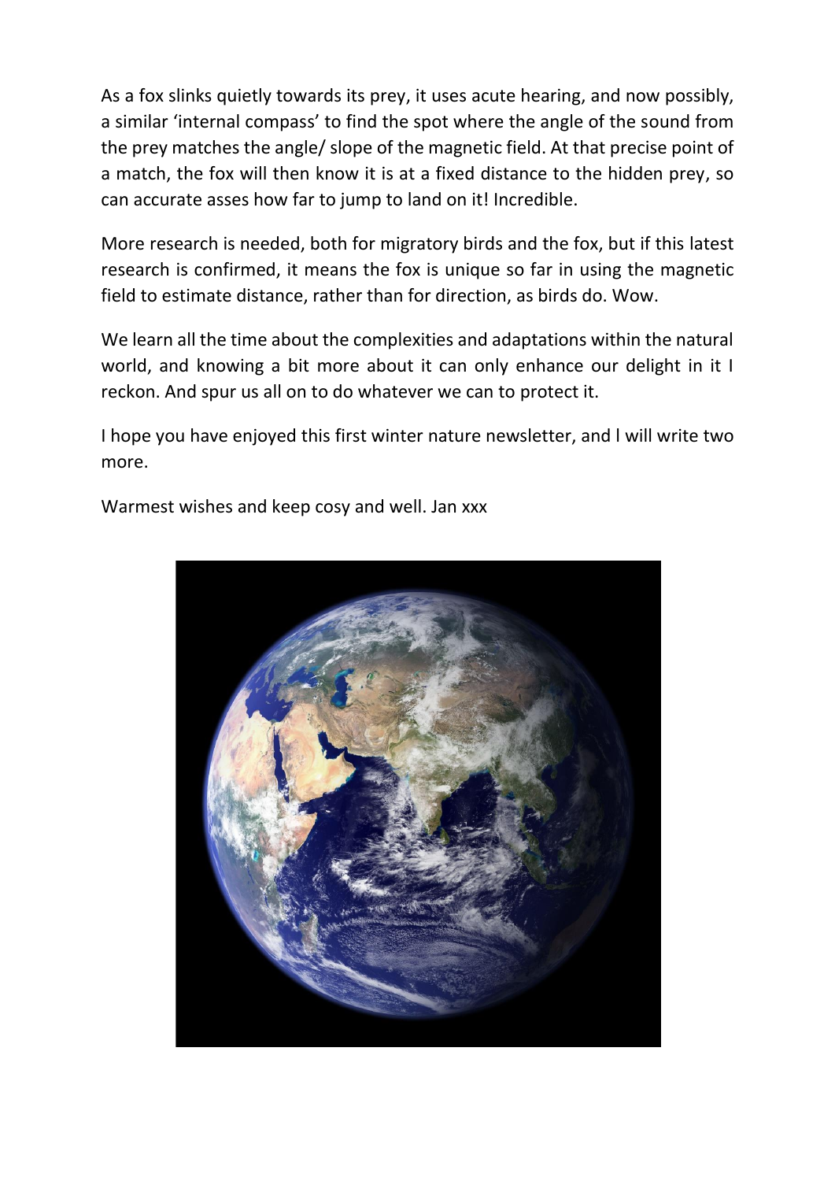As a fox slinks quietly towards its prey, it uses acute hearing, and now possibly, a similar 'internal compass' to find the spot where the angle of the sound from the prey matches the angle/ slope of the magnetic field. At that precise point of a match, the fox will then know it is at a fixed distance to the hidden prey, so can accurate asses how far to jump to land on it! Incredible.

More research is needed, both for migratory birds and the fox, but if this latest research is confirmed, it means the fox is unique so far in using the magnetic field to estimate distance, rather than for direction, as birds do. Wow.

We learn all the time about the complexities and adaptations within the natural world, and knowing a bit more about it can only enhance our delight in it I reckon. And spur us all on to do whatever we can to protect it.

I hope you have enjoyed this first winter nature newsletter, and l will write two more.

Warmest wishes and keep cosy and well. Jan xxx